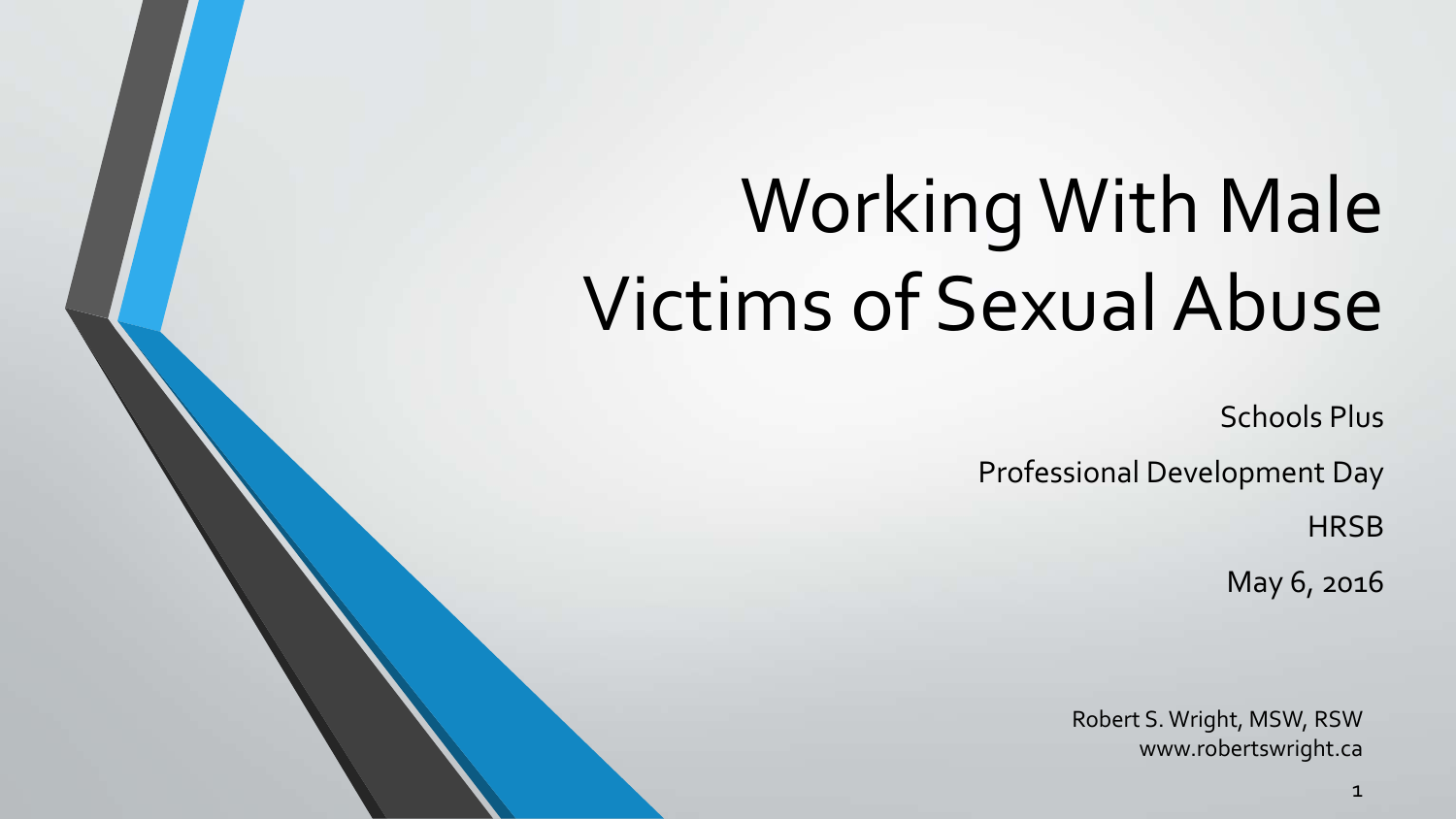# Working With Male Victims of Sexual Abuse

Schools Plus

Professional Development Day

HRSB

May 6, 2016

Robert S. Wright, MSW, RSW
www.robertswright.ca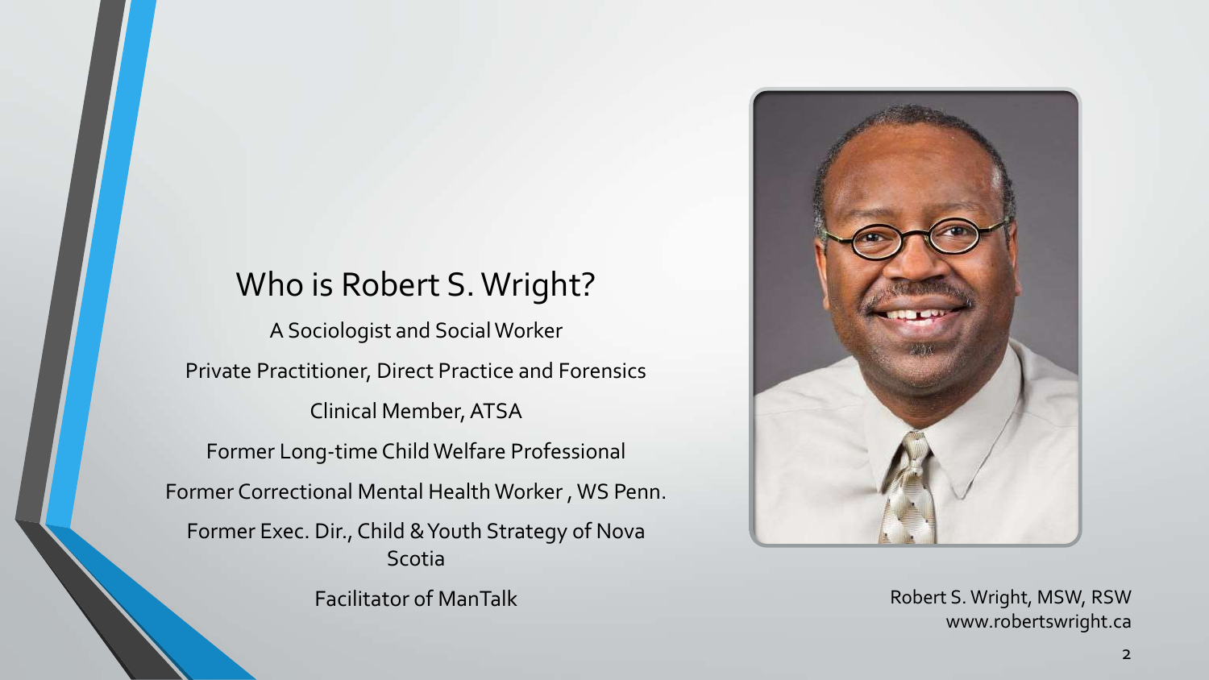## Who is Robert S. Wright?

A Sociologist and Social Worker

Private Practitioner, Direct Practice and Forensics

Clinical Member, ATSA

Former Long-time Child Welfare Professional

Former Correctional Mental Health Worker , WS Penn.

Former Exec. Dir., Child & Youth Strategy of Nova Scotia

Facilitator of ManTalk

Robert S. Wright, MSW, RSW
www.robertswright.ca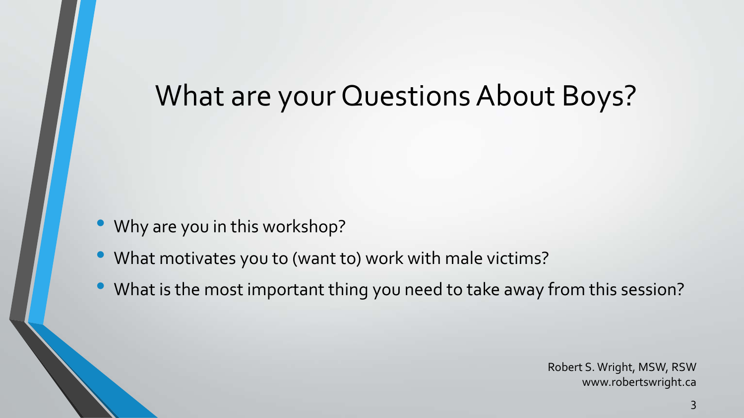# What are your Questions About Boys?

- Why are you in this workshop?
- What motivates you to (want to) work with male victims?
- What is the most important thing you need to take away from this session?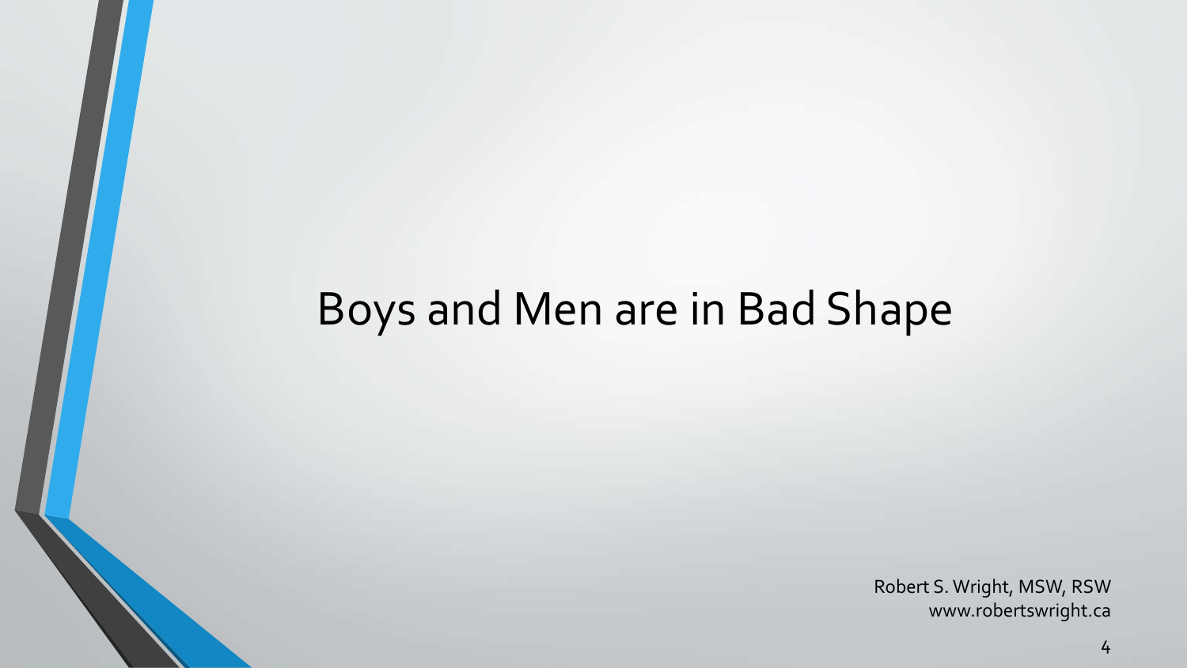# Boys and Men are in Bad Shape

Robert S. Wright, MSW, RSW
www.robertswright.ca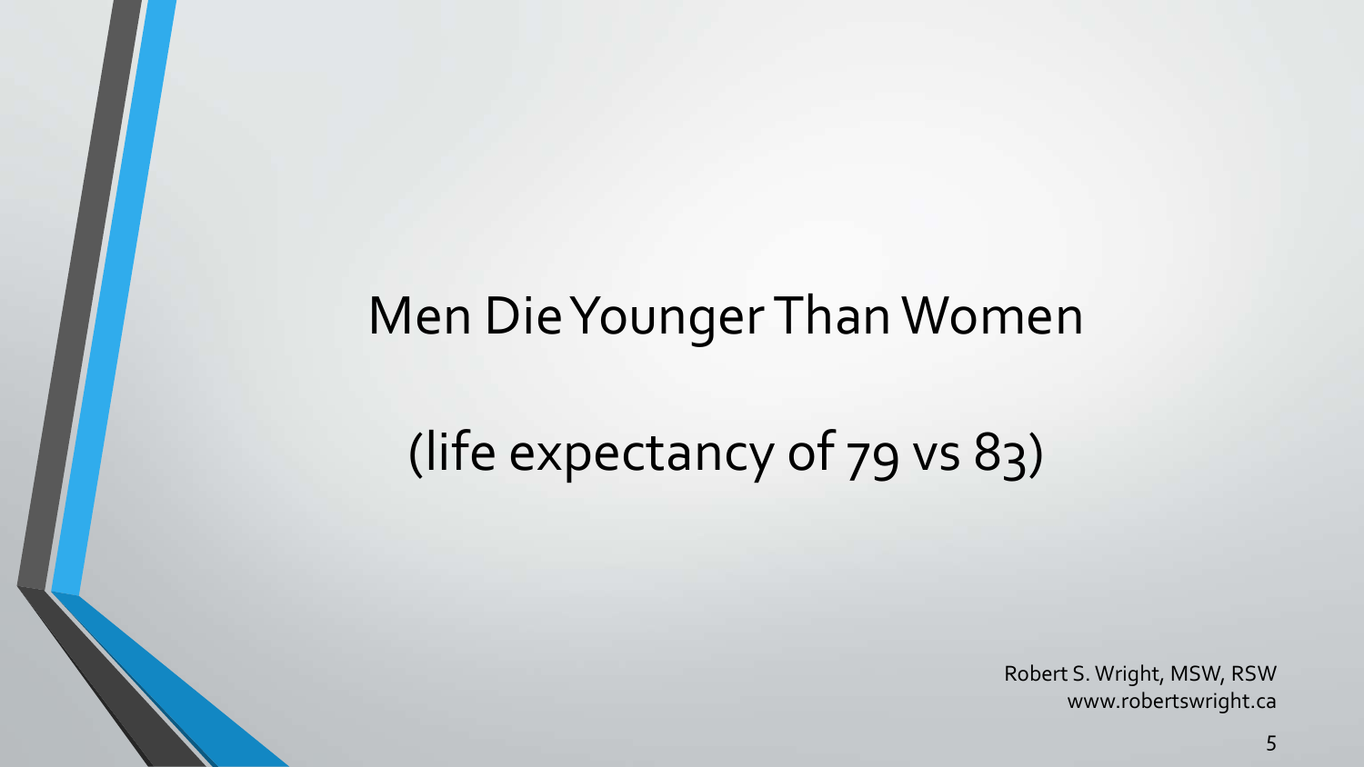# Men Die Younger Than Women

(life expectancy of 79 vs 83)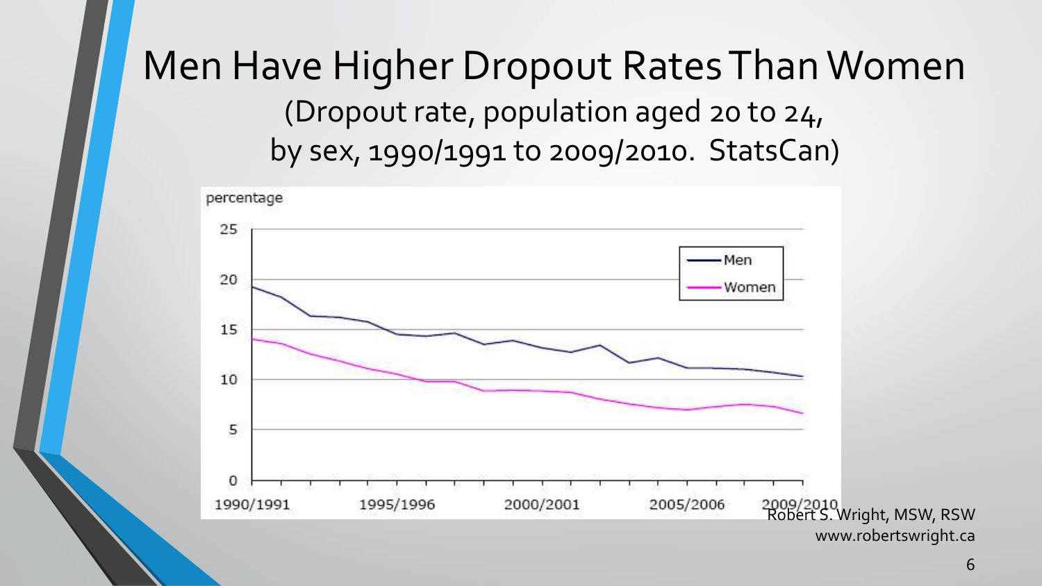# Men Have Higher Dropout Rates Than Women

(Dropout rate, population aged 20 to 24, by sex, 1990/1991 to 2009/2010. StatsCan)

percentage

25

20

15

10

5

0

1990/1991 1995/1996 2000/2001 2005/2006 2009/2010

Men

Women

Robert S. Wright, MSW, RSW
www.robertswright.ca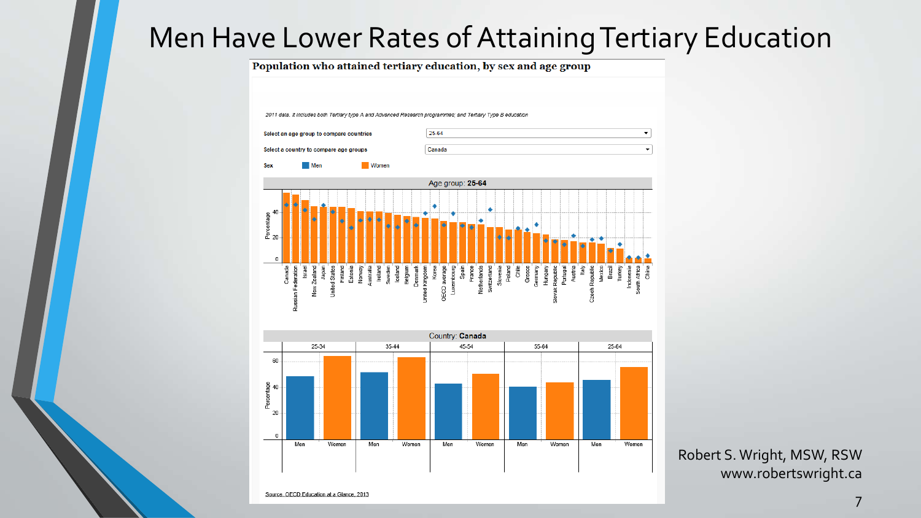# Men Have Lower Rates of Attaining Tertiary Education

**Population who attained tertiary education, by sex and age group**

*2011 data. It includes both Tertiary type A and Advanced Research programmes; and Tertiary Type B education*

Select an age group to compare countries: 25-64

Select a country to compare age groups: Canada

Sex: Men / Women

Age group: **25-64**

Canada, Russian Federation, Israel, New Zealand, Japan, United States, Finland, Estonia, Norway, Australia, Ireland, Sweden, Iceland, Belgium, Denmark, United Kingdom, Korea, OECD average, Luxembourg, Spain, France, Netherlands, Switzerland, Slovenia, Poland, Chile, Greece, Germany, Hungary, Slovak Republic, Portugal, Austria, Italy, Czech Republic, Mexico, Brazil, Turkey, Indonesia, South Africa, China

Country: **Canada**

| Age group | 25-34 | | 35-44 | | 45-54 | | 55-64 | | 25-64 | |
|---|---|---|---|---|---|---|---|---|---|---|
| Sex | Men | Women | Men | Women | Men | Women | Men | Women | Men | Women |

Source: OECD Education at a Glance, 2013

Robert S. Wright, MSW, RSW
www.robertswright.ca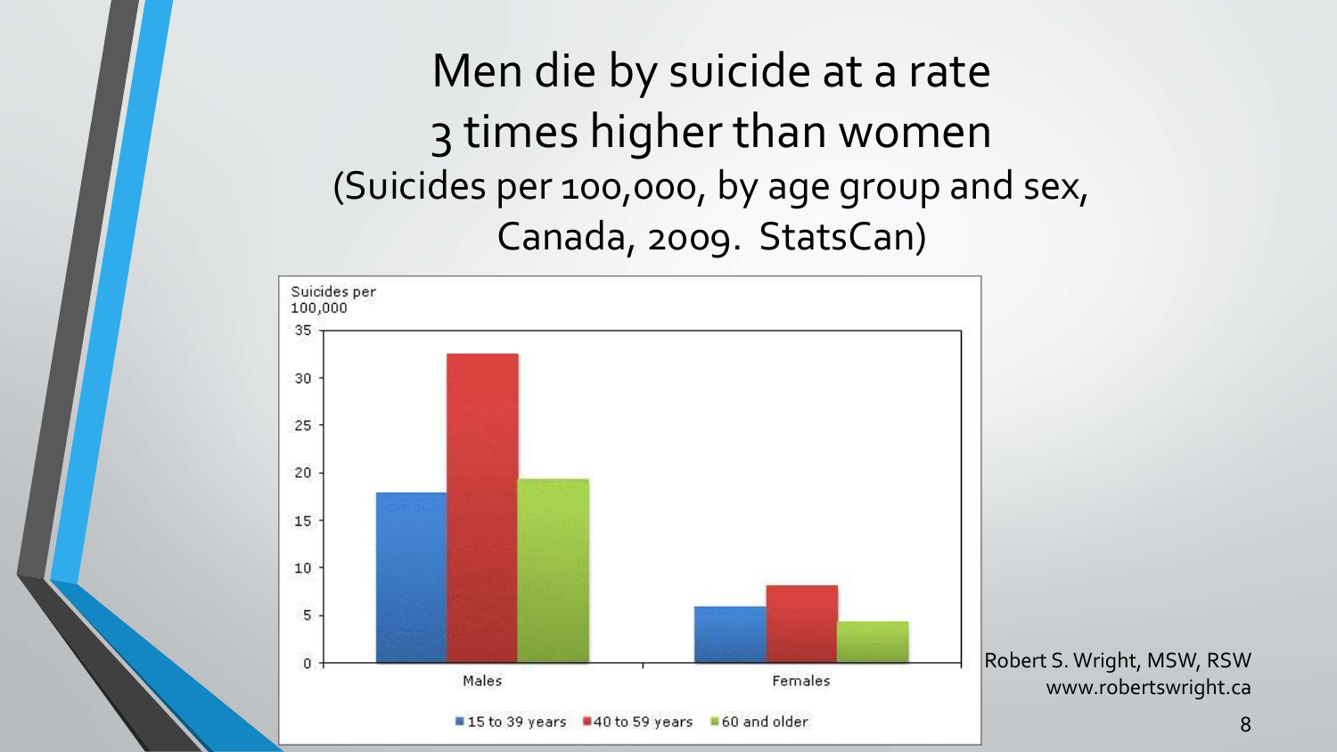# Men die by suicide at a rate 3 times higher than women

(Suicides per 100,000, by age group and sex, Canada, 2009. StatsCan)

Suicides per 100,000

35
30
25
20
15
10
5
0

Males　　Females

■ 15 to 39 years　■ 40 to 59 years　■ 60 and older

Robert S. Wright, MSW, RSW
www.robertswright.ca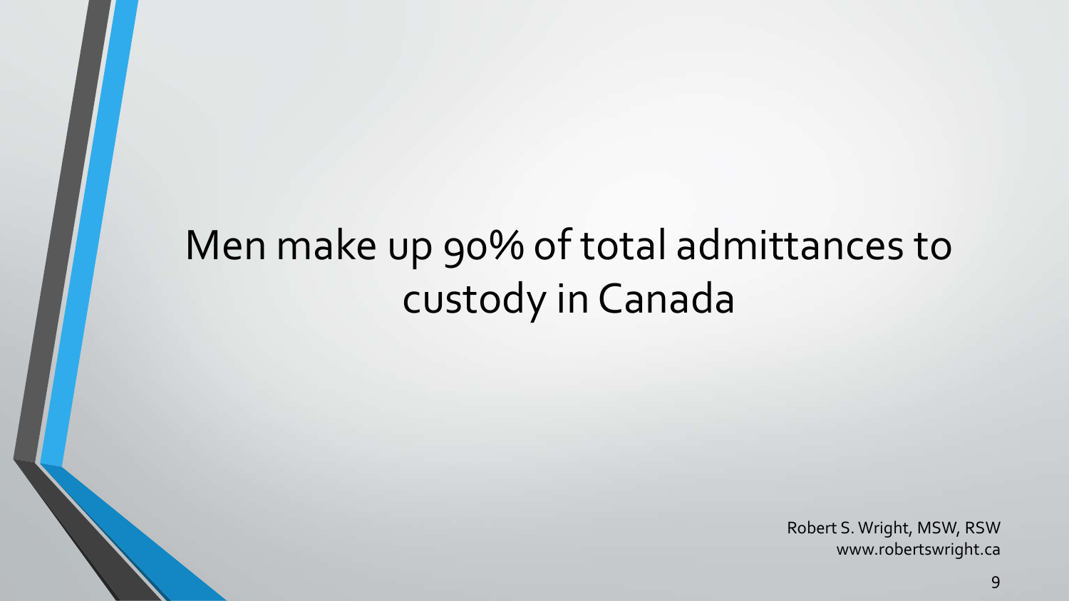# Men make up 90% of total admittances to custody in Canada

Robert S. Wright, MSW, RSW
www.robertswright.ca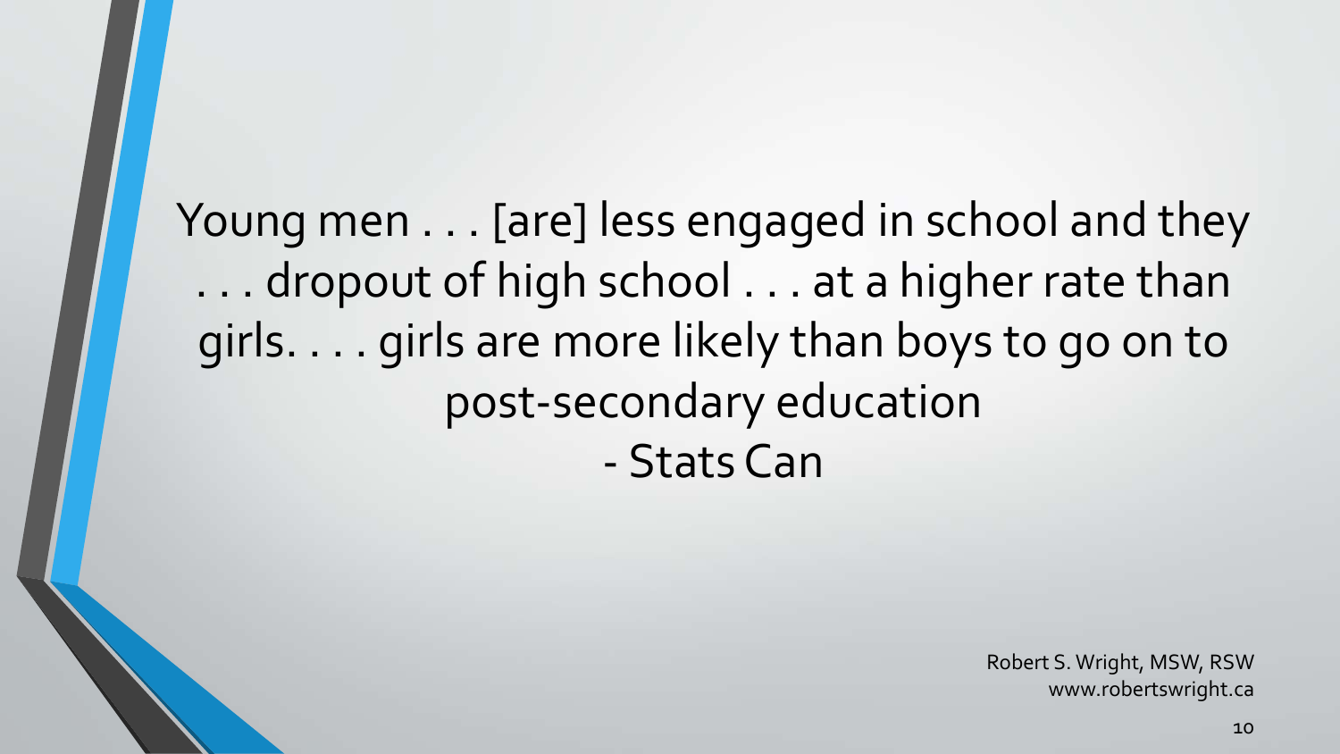Young men . . . [are] less engaged in school and they . . . dropout of high school . . . at a higher rate than girls. . . . girls are more likely than boys to go on to post-secondary education

- Stats Can

Robert S. Wright, MSW, RSW
www.robertswright.ca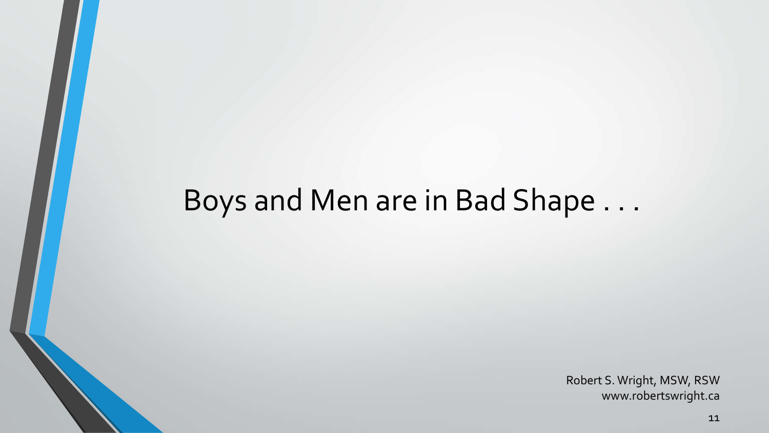# Boys and Men are in Bad Shape . . .

Robert S. Wright, MSW, RSW
www.robertswright.ca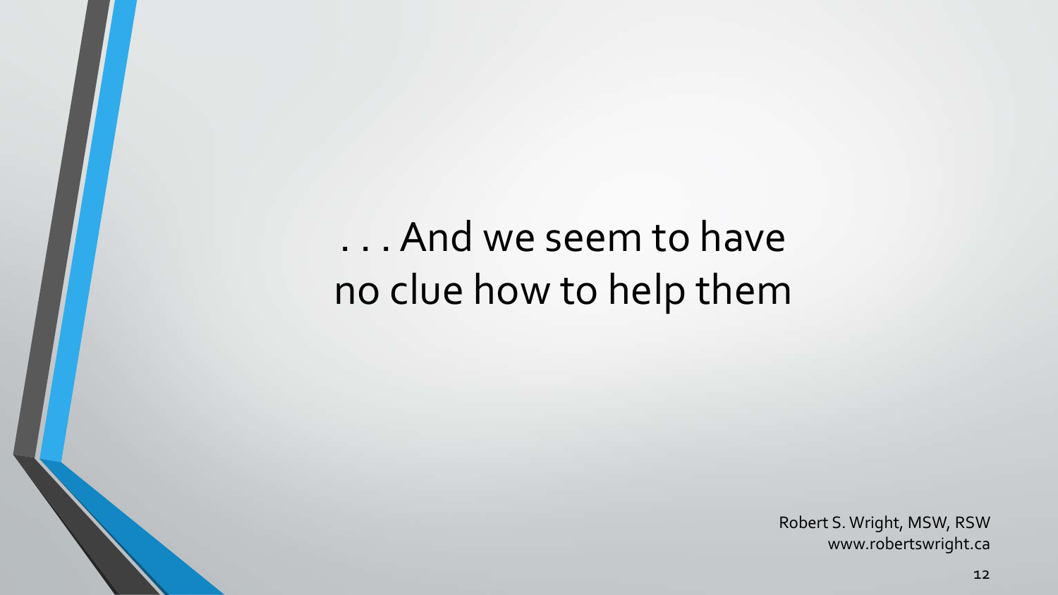. . . And we seem to have no clue how to help them

Robert S. Wright, MSW, RSW
www.robertswright.ca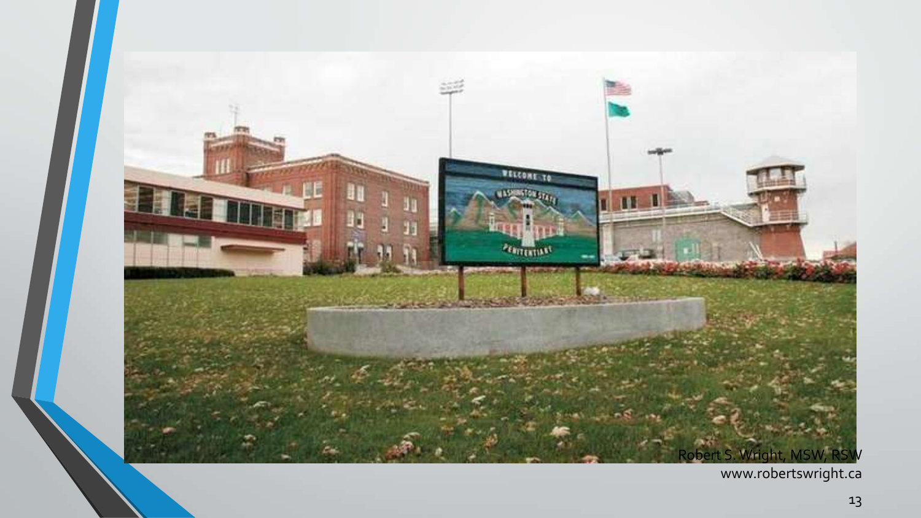Robert S. Wright, MSW, RSW
www.robertswright.ca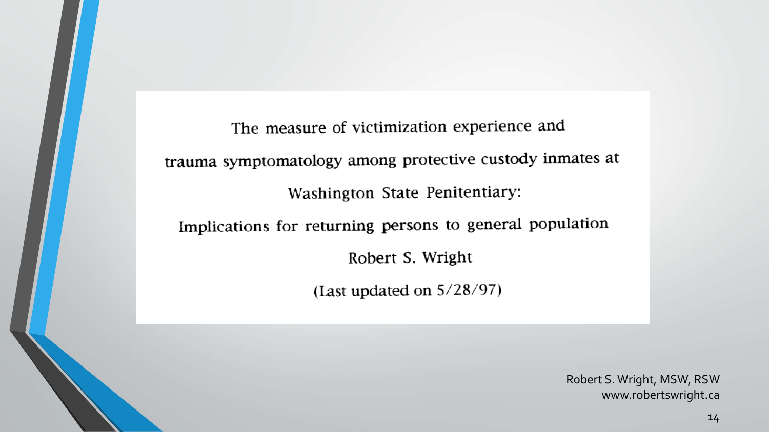The measure of victimization experience and trauma symptomatology among protective custody inmates at Washington State Penitentiary: Implications for returning persons to general population

Robert S. Wright

(Last updated on 5/28/97)

Robert S. Wright, MSW, RSW
www.robertswright.ca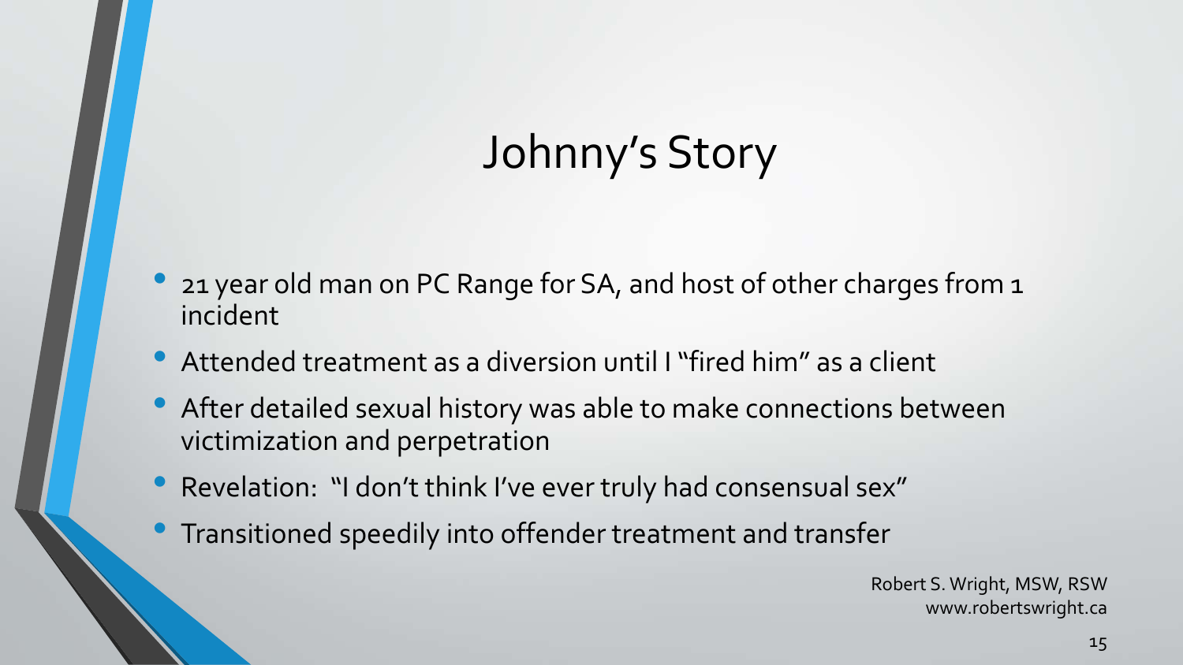# Johnny's Story

- 21 year old man on PC Range for SA, and host of other charges from 1 incident
- Attended treatment as a diversion until I "fired him" as a client
- After detailed sexual history was able to make connections between victimization and perpetration
- Revelation: "I don't think I've ever truly had consensual sex"
- Transitioned speedily into offender treatment and transfer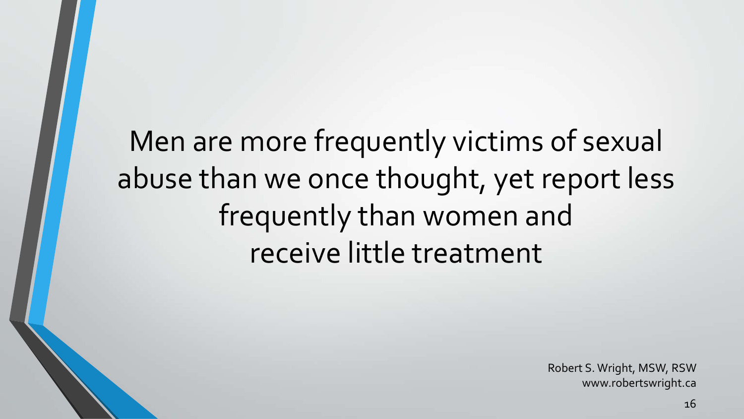Men are more frequently victims of sexual abuse than we once thought, yet report less frequently than women and receive little treatment

Robert S. Wright, MSW, RSW
www.robertswright.ca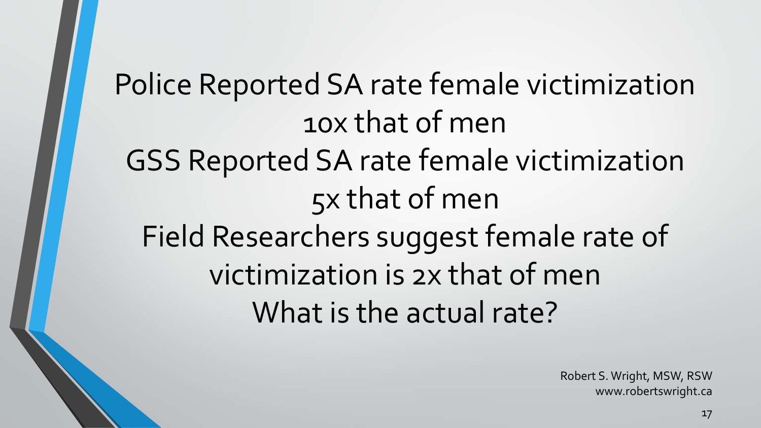Police Reported SA rate female victimization 10x that of men

GSS Reported SA rate female victimization 5x that of men

Field Researchers suggest female rate of victimization is 2x that of men

What is the actual rate?

Robert S. Wright, MSW, RSW
www.robertswright.ca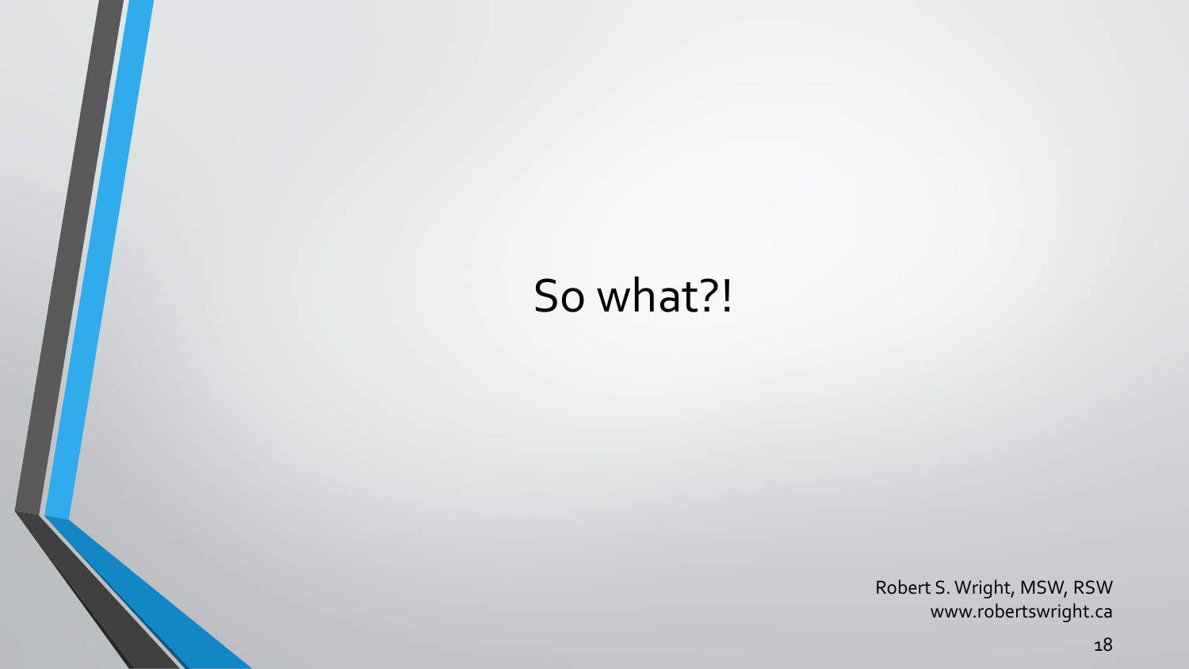# So what?!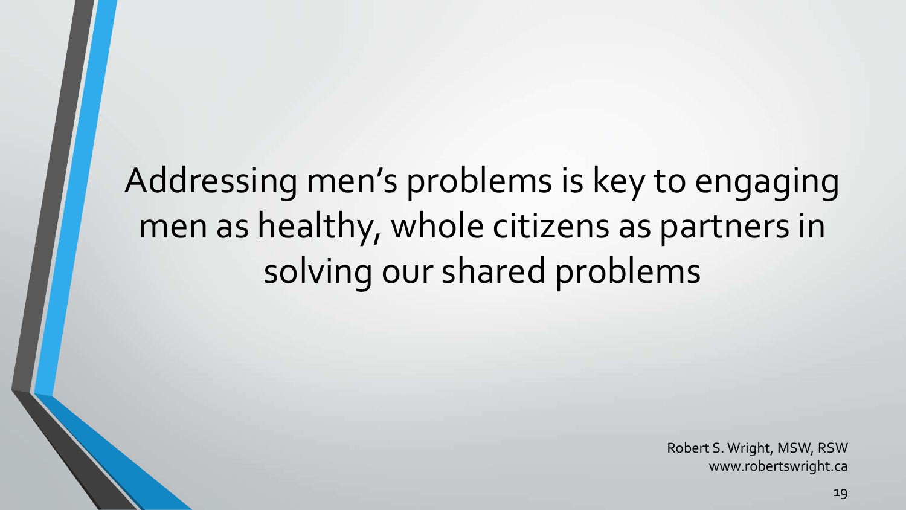Addressing men's problems is key to engaging men as healthy, whole citizens as partners in solving our shared problems

Robert S. Wright, MSW, RSW
www.robertswright.ca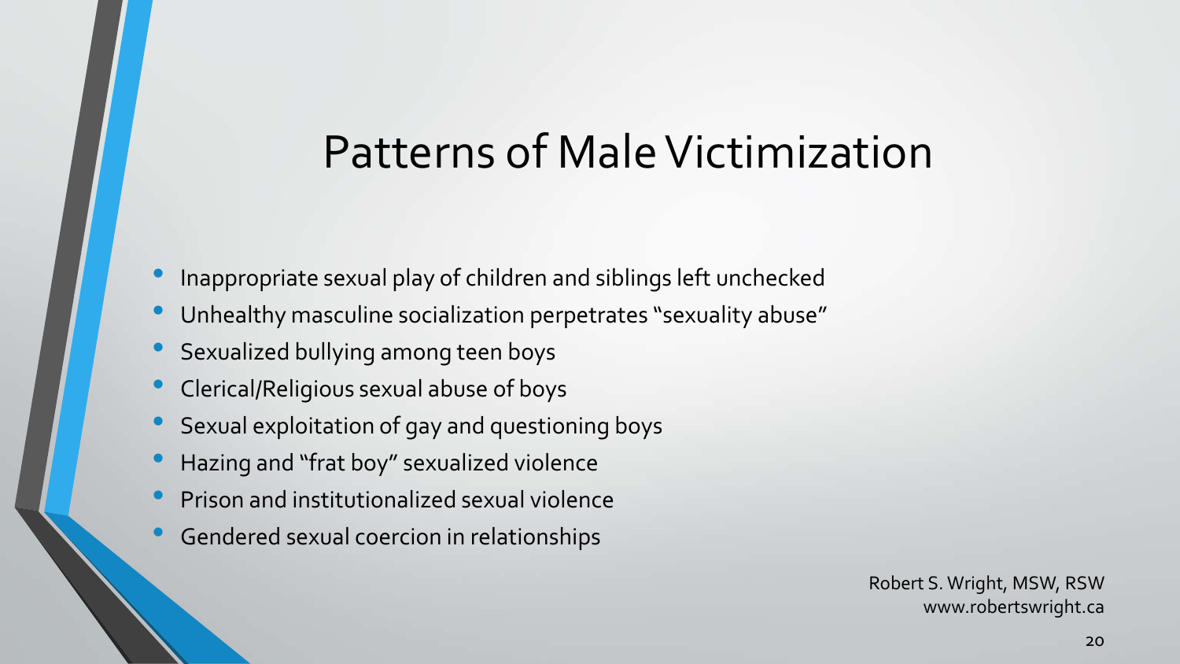# Patterns of Male Victimization

- Inappropriate sexual play of children and siblings left unchecked
- Unhealthy masculine socialization perpetrates "sexuality abuse"
- Sexualized bullying among teen boys
- Clerical/Religious sexual abuse of boys
- Sexual exploitation of gay and questioning boys
- Hazing and "frat boy" sexualized violence
- Prison and institutionalized sexual violence
- Gendered sexual coercion in relationships

Robert S. Wright, MSW, RSW
www.robertswright.ca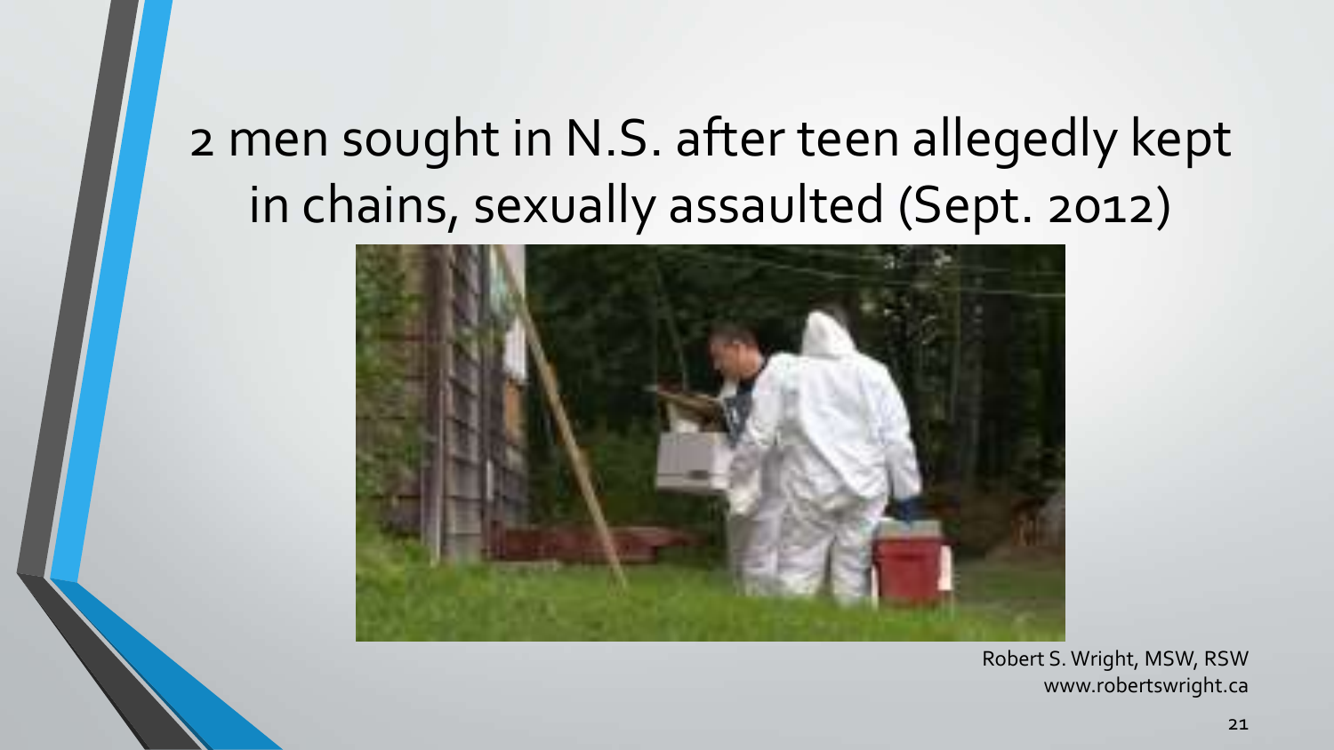# 2 men sought in N.S. after teen allegedly kept in chains, sexually assaulted (Sept. 2012)

Robert S. Wright, MSW, RSW
www.robertswright.ca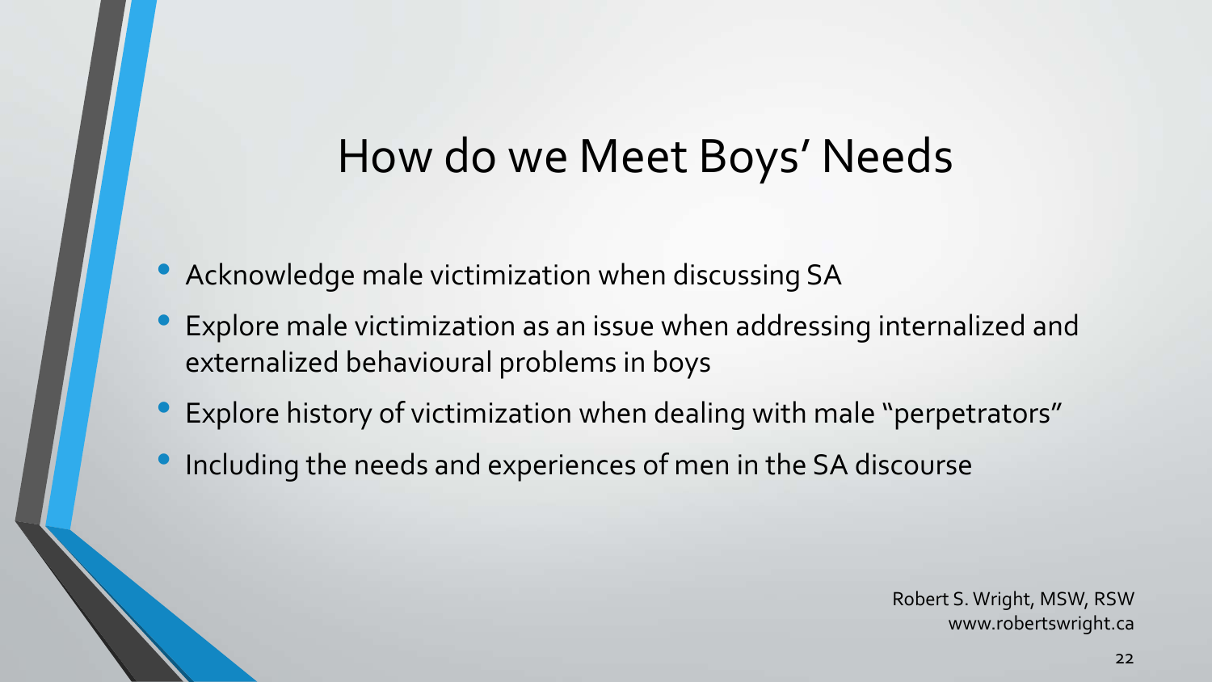# How do we Meet Boys' Needs

- Acknowledge male victimization when discussing SA
- Explore male victimization as an issue when addressing internalized and externalized behavioural problems in boys
- Explore history of victimization when dealing with male "perpetrators"
- Including the needs and experiences of men in the SA discourse

Robert S. Wright, MSW, RSW
www.robertswright.ca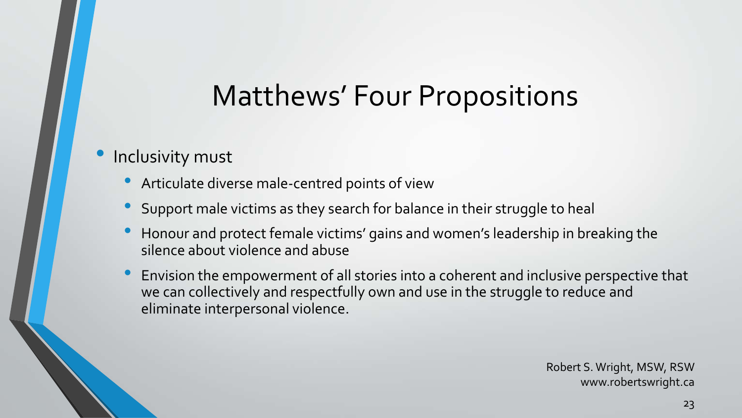# Matthews' Four Propositions

- Inclusivity must
  - Articulate diverse male-centred points of view
  - Support male victims as they search for balance in their struggle to heal
  - Honour and protect female victims' gains and women's leadership in breaking the silence about violence and abuse
  - Envision the empowerment of all stories into a coherent and inclusive perspective that we can collectively and respectfully own and use in the struggle to reduce and eliminate interpersonal violence.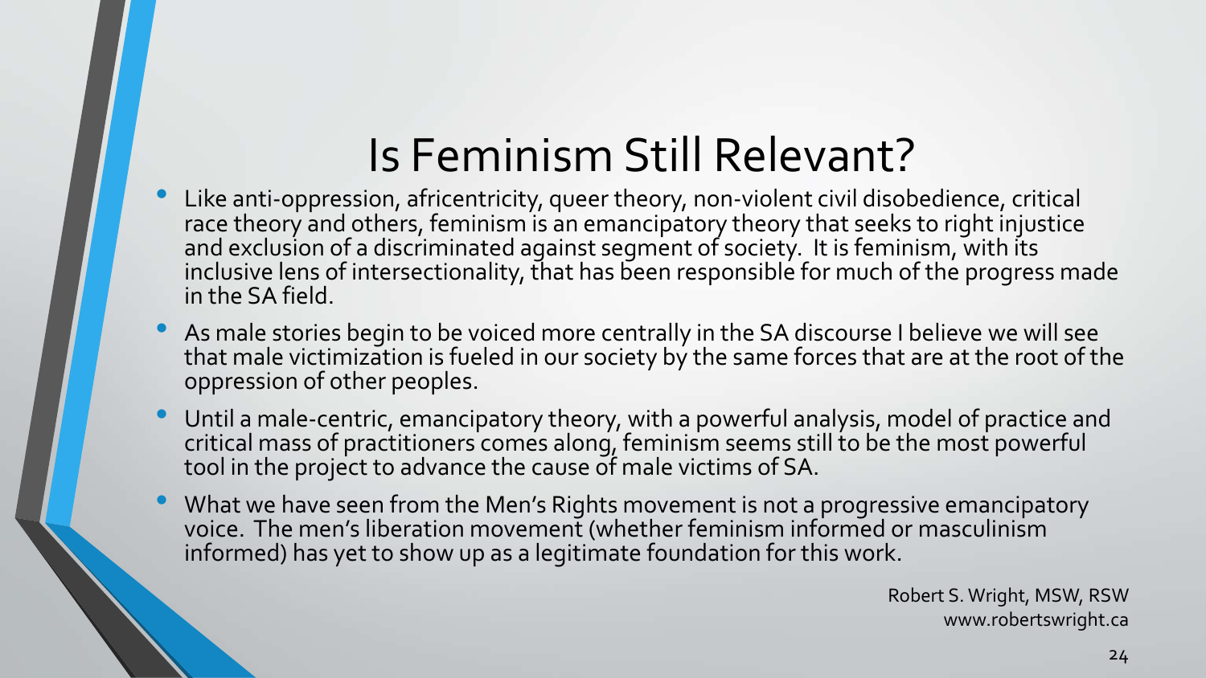# Is Feminism Still Relevant?

- Like anti-oppression, africentricity, queer theory, non-violent civil disobedience, critical race theory and others, feminism is an emancipatory theory that seeks to right injustice and exclusion of a discriminated against segment of society. It is feminism, with its inclusive lens of intersectionality, that has been responsible for much of the progress made in the SA field.
- As male stories begin to be voiced more centrally in the SA discourse I believe we will see that male victimization is fueled in our society by the same forces that are at the root of the oppression of other peoples.
- Until a male-centric, emancipatory theory, with a powerful analysis, model of practice and critical mass of practitioners comes along, feminism seems still to be the most powerful tool in the project to advance the cause of male victims of SA.
- What we have seen from the Men's Rights movement is not a progressive emancipatory voice. The men's liberation movement (whether feminism informed or masculinism informed) has yet to show up as a legitimate foundation for this work.

Robert S. Wright, MSW, RSW
www.robertswright.ca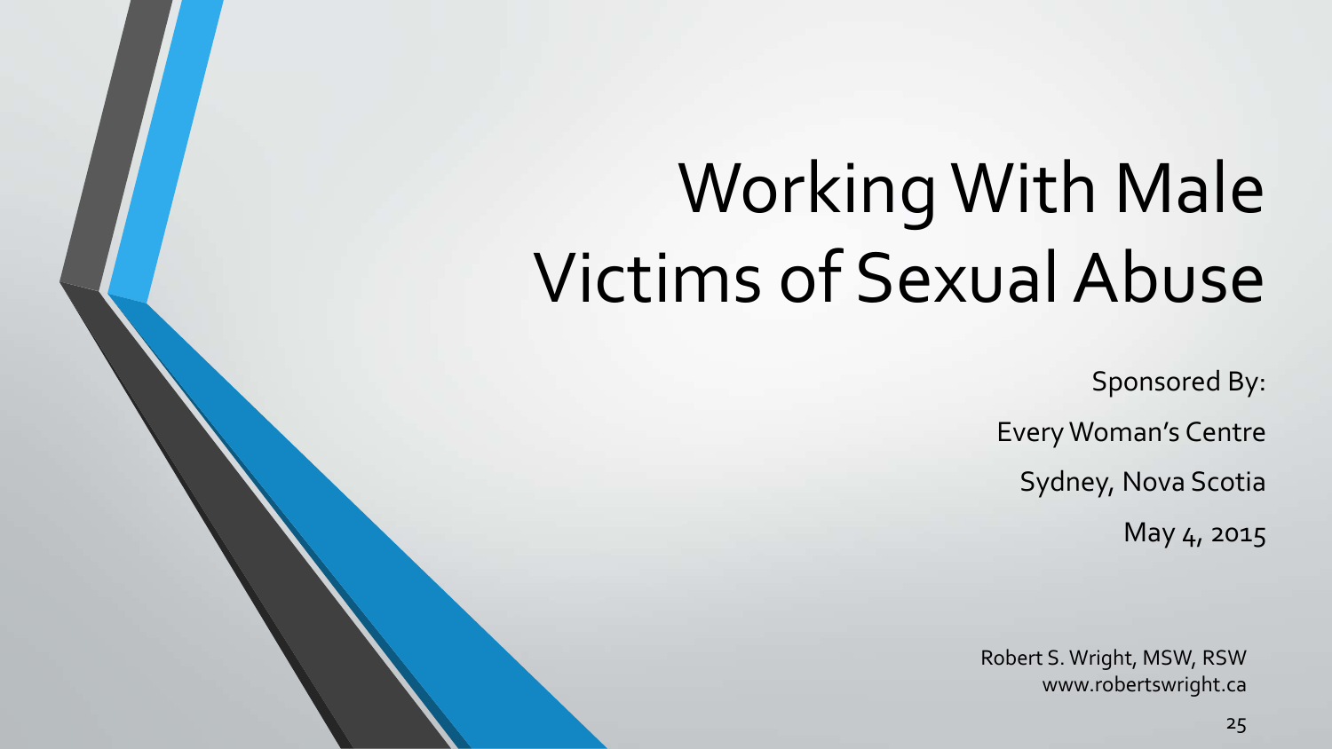# Working With Male Victims of Sexual Abuse

Sponsored By:

Every Woman's Centre

Sydney, Nova Scotia

May 4, 2015

Robert S. Wright, MSW, RSW
www.robertswright.ca